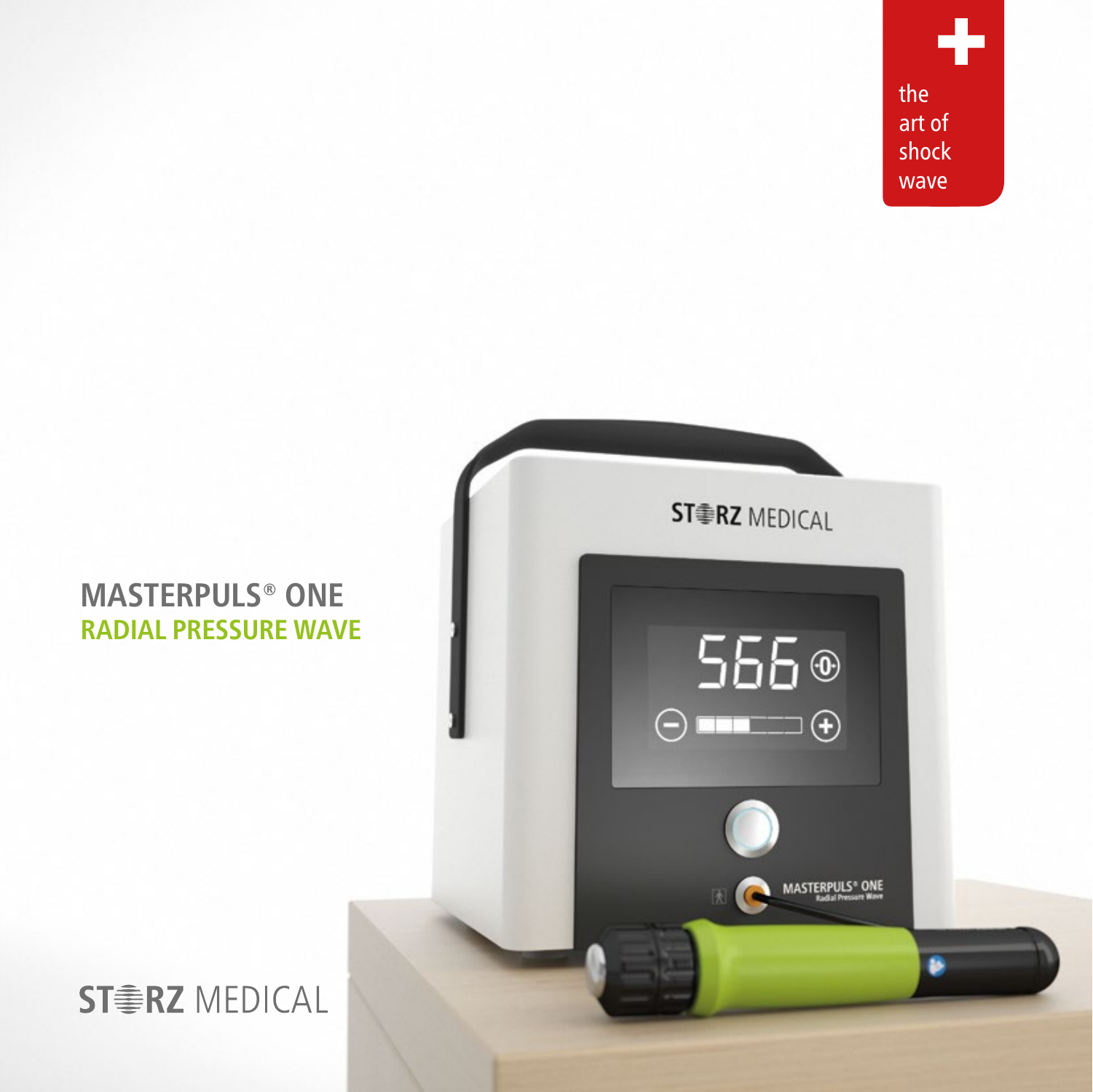the art of shock wave

# MASTERPULS® ONE

## RADIAL PRESSURE WAVE

STORZ MEDICAL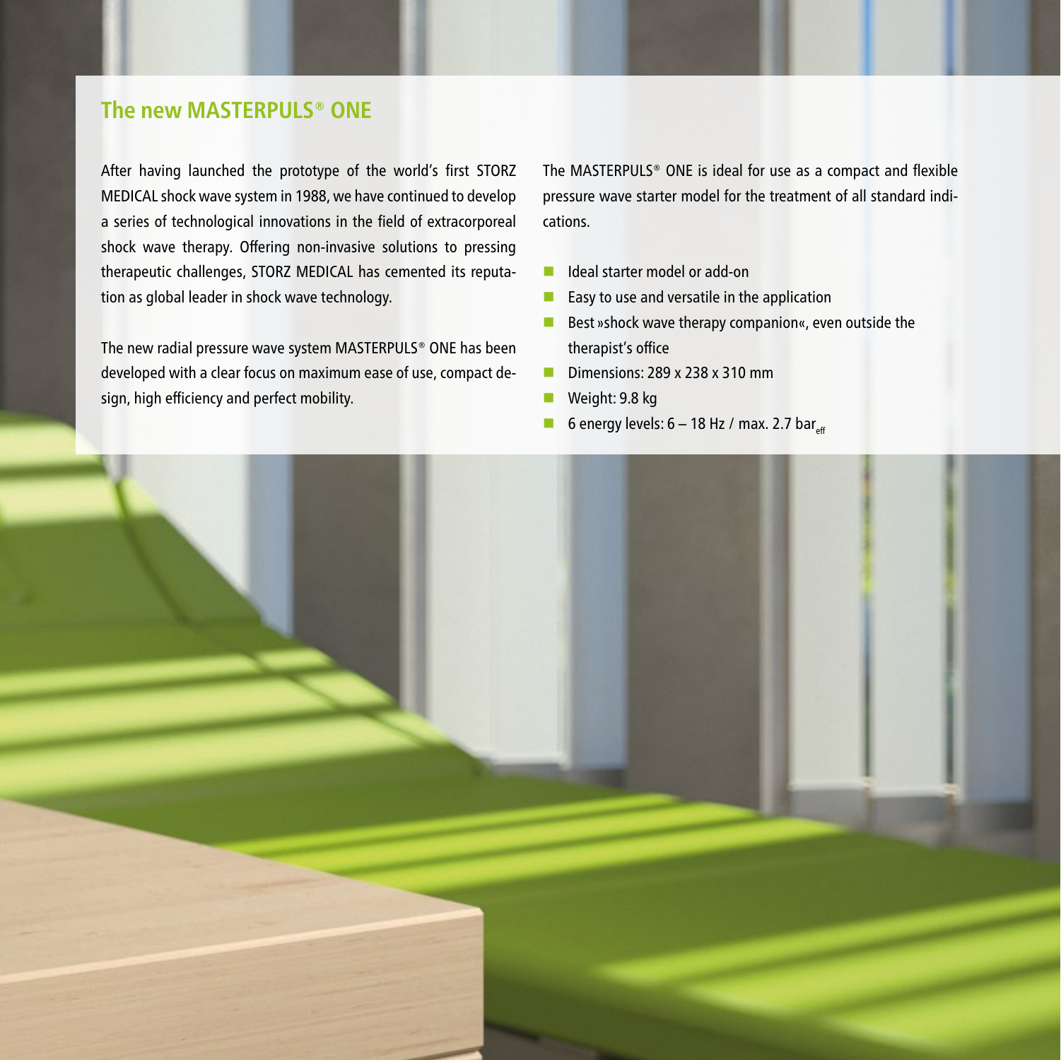## The new MASTERPULS® ONE

After having launched the prototype of the world's first STORZ MEDICAL shock wave system in 1988, we have continued to develop a series of technological innovations in the field of extracorporeal shock wave therapy. Offering non-invasive solutions to pressing therapeutic challenges, STORZ MEDICAL has cemented its reputation as global leader in shock wave technology.

The new radial pressure wave system MASTERPULS® ONE has been developed with a clear focus on maximum ease of use, compact design, high efficiency and perfect mobility.

The MASTERPULS® ONE is ideal for use as a compact and flexible pressure wave starter model for the treatment of all standard indications.

- Ideal starter model or add-on
- Easy to use and versatile in the application
- Best »shock wave therapy companion«, even outside the therapist's office
- Dimensions: 289 x 238 x 310 mm
- Weight: 9.8 kg
- 6 energy levels: 6 – 18 Hz / max. 2.7 $bar_{eff}$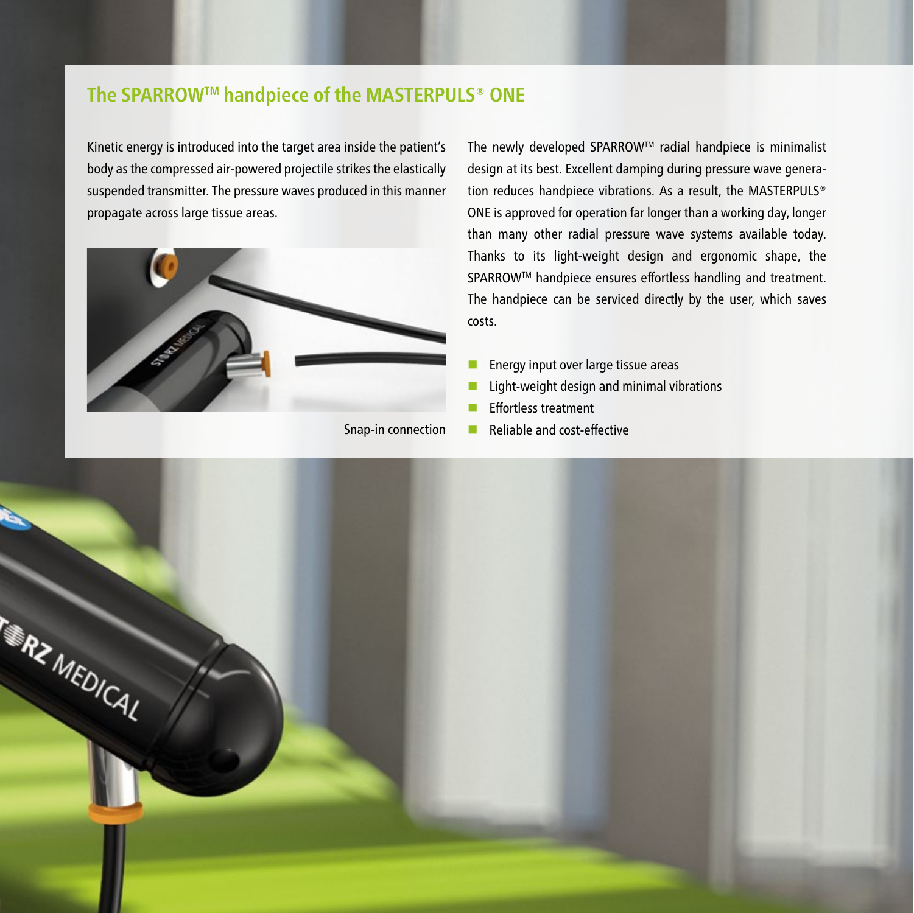## The SPARROW™ handpiece of the MASTERPULS® ONE

Kinetic energy is introduced into the target area inside the patient's body as the compressed air-powered projectile strikes the elastically suspended transmitter. The pressure waves produced in this manner propagate across large tissue areas.

Snap-in connection

The newly developed SPARROW™ radial handpiece is minimalist design at its best. Excellent damping during pressure wave generation reduces handpiece vibrations. As a result, the MASTERPULS® ONE is approved for operation far longer than a working day, longer than many other radial pressure wave systems available today. Thanks to its light-weight design and ergonomic shape, the SPARROW™ handpiece ensures effortless handling and treatment. The handpiece can be serviced directly by the user, which saves costs.

- Energy input over large tissue areas
- Light-weight design and minimal vibrations
- Effortless treatment
- Reliable and cost-effective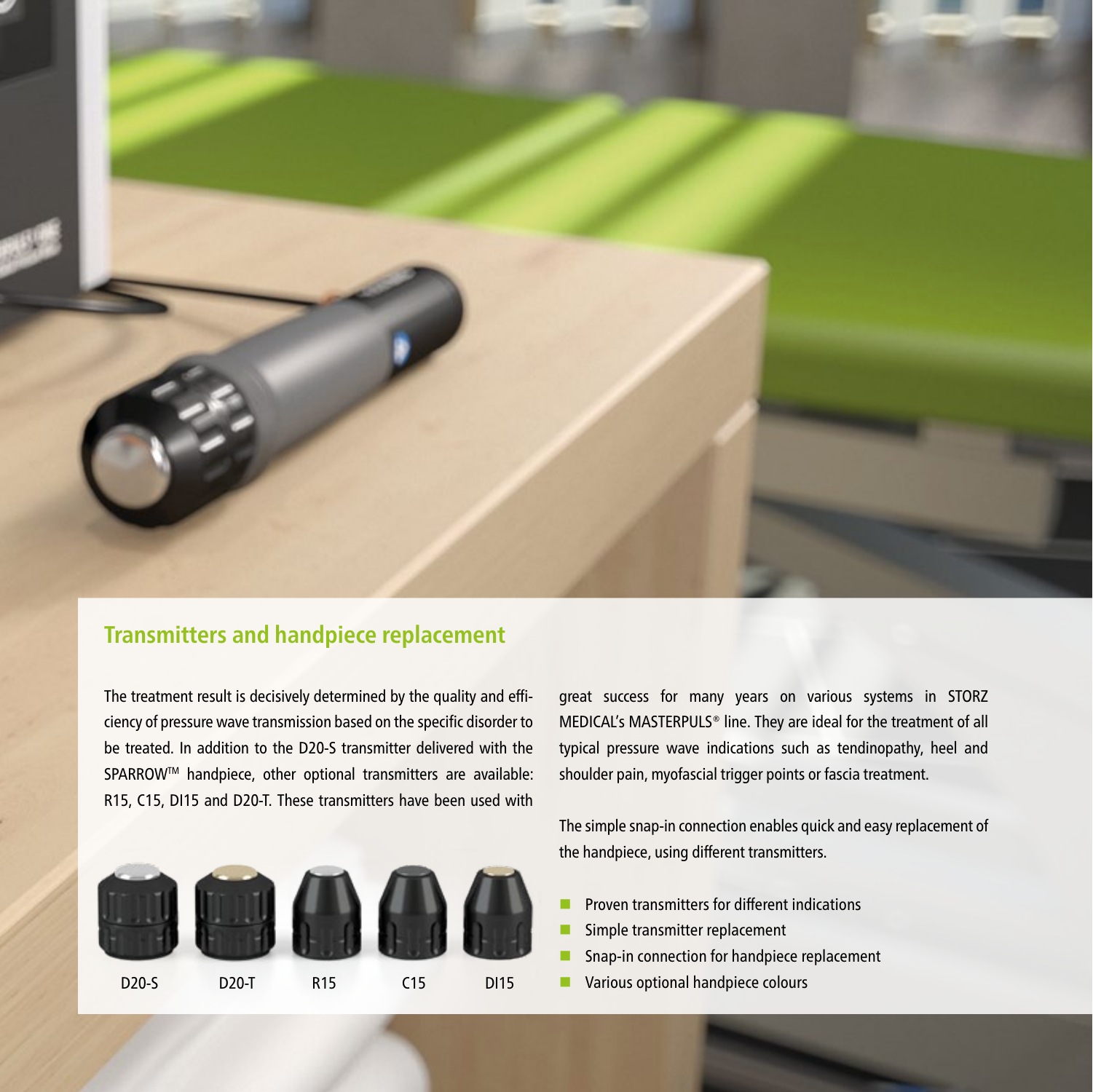## Transmitters and handpiece replacement

The treatment result is decisively determined by the quality and efficiency of pressure wave transmission based on the specific disorder to be treated. In addition to the D20-S transmitter delivered with the SPARROW™ handpiece, other optional transmitters are available: R15, C15, DI15 and D20-T. These transmitters have been used with great success for many years on various systems in STORZ MEDICAL's MASTERPULS® line. They are ideal for the treatment of all typical pressure wave indications such as tendinopathy, heel and shoulder pain, myofascial trigger points or fascia treatment.

D20-S D20-T R15 C15 DI15

The simple snap-in connection enables quick and easy replacement of the handpiece, using different transmitters.

- Proven transmitters for different indications
- Simple transmitter replacement
- Snap-in connection for handpiece replacement
- Various optional handpiece colours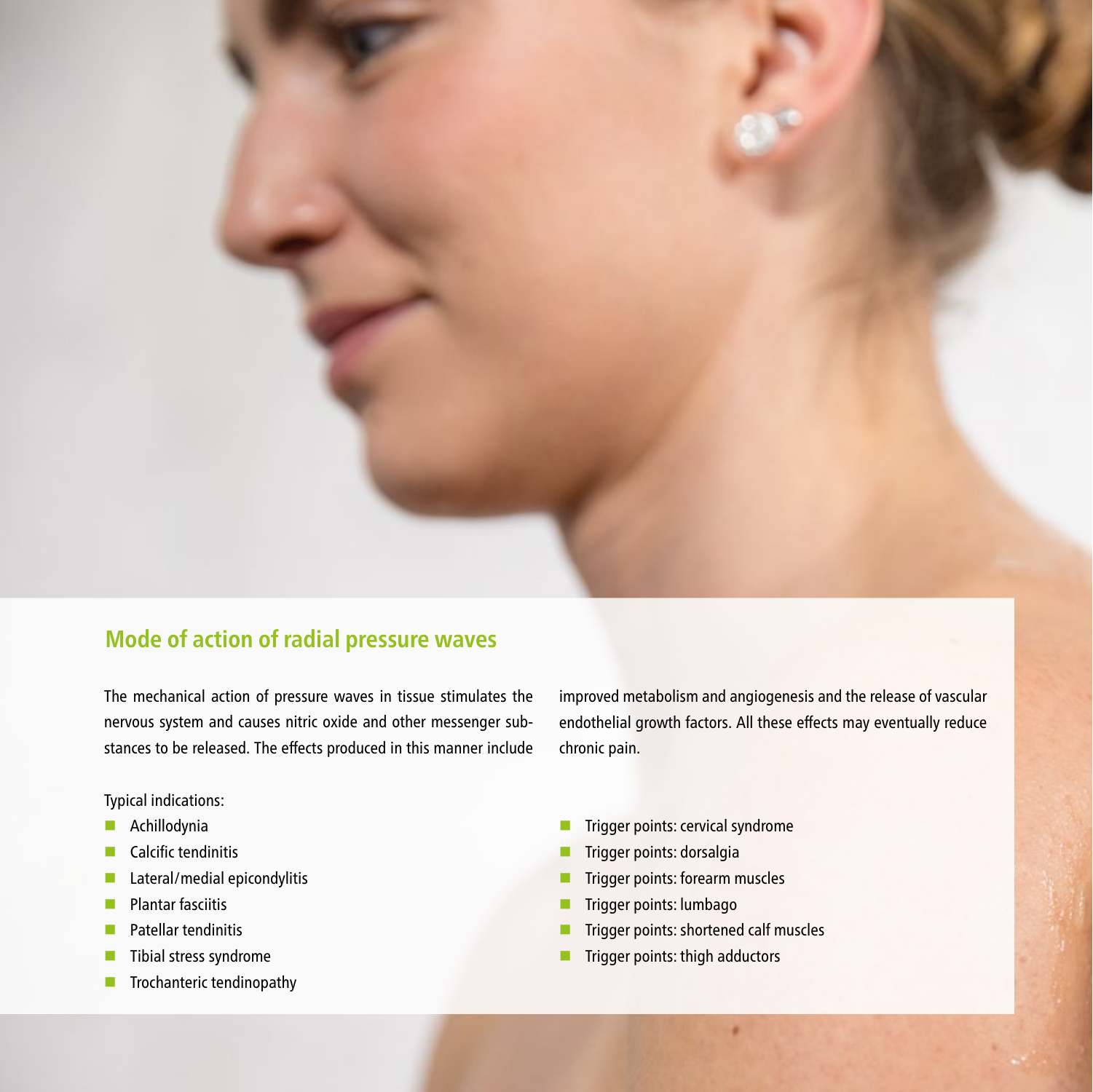## Mode of action of radial pressure waves

The mechanical action of pressure waves in tissue stimulates the nervous system and causes nitric oxide and other messenger substances to be released. The effects produced in this manner include improved metabolism and angiogenesis and the release of vascular endothelial growth factors. All these effects may eventually reduce chronic pain.

Typical indications:

- Achillodynia
- Calcific tendinitis
- Lateral/medial epicondylitis
- Plantar fasciitis
- Patellar tendinitis
- Tibial stress syndrome
- Trochanteric tendinopathy
- Trigger points: cervical syndrome
- Trigger points: dorsalgia
- Trigger points: forearm muscles
- Trigger points: lumbago
- Trigger points: shortened calf muscles
- Trigger points: thigh adductors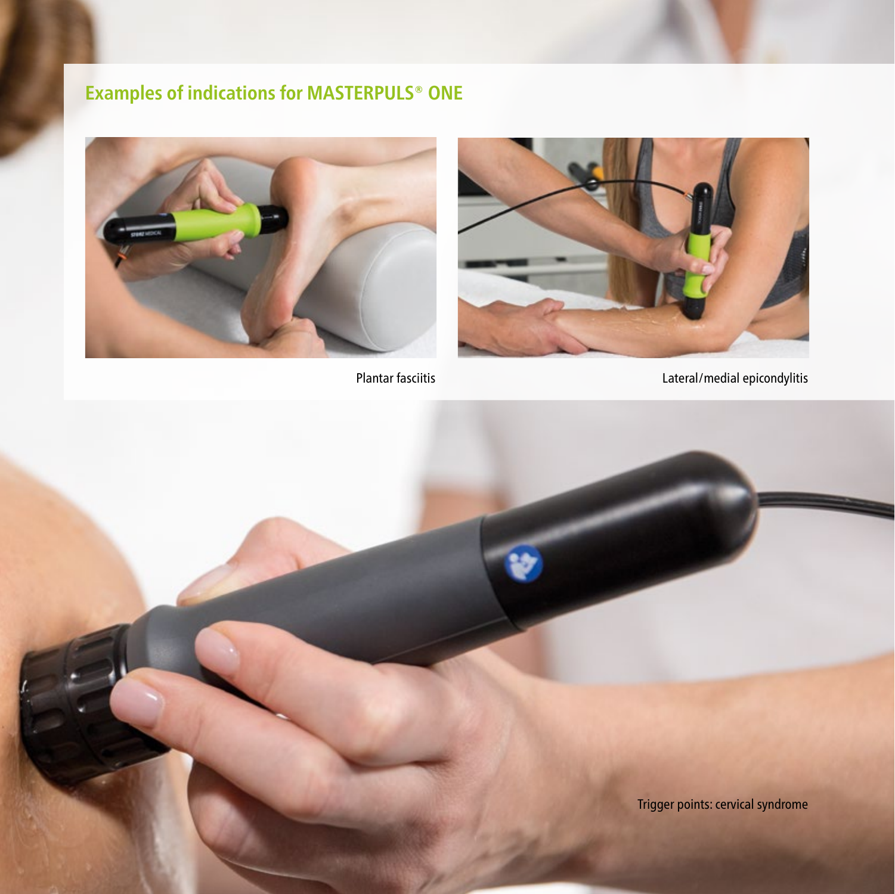## Examples of indications for MASTERPULS® ONE

Plantar fasciitis

Lateral/medial epicondylitis

Trigger points: cervical syndrome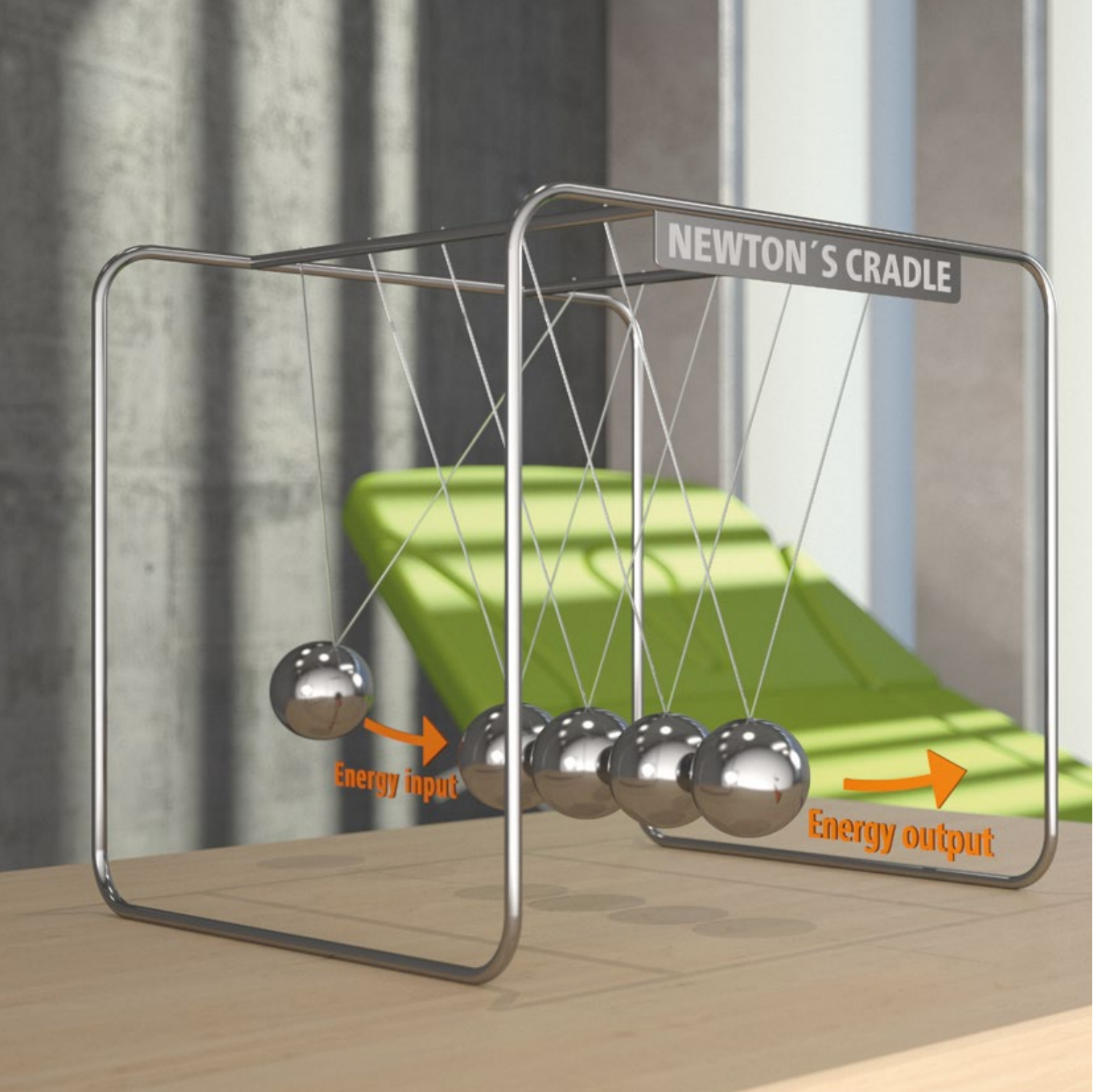NEWTON´S CRADLE

Energy input

Energy output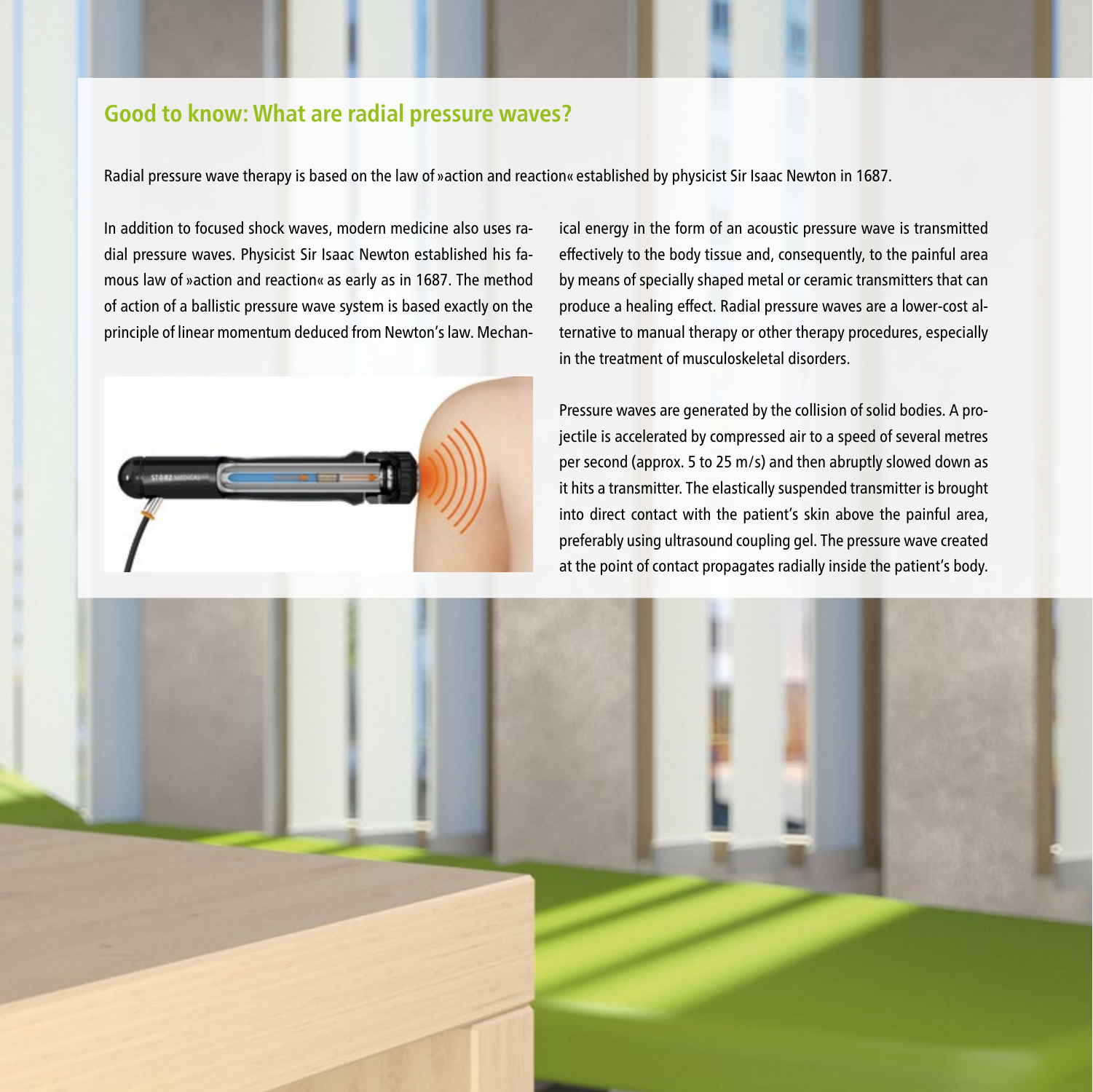## Good to know: What are radial pressure waves?

Radial pressure wave therapy is based on the law of »action and reaction« established by physicist Sir Isaac Newton in 1687.

In addition to focused shock waves, modern medicine also uses radial pressure waves. Physicist Sir Isaac Newton established his famous law of »action and reaction« as early as in 1687. The method of action of a ballistic pressure wave system is based exactly on the principle of linear momentum deduced from Newton's law. Mechanical energy in the form of an acoustic pressure wave is transmitted effectively to the body tissue and, consequently, to the painful area by means of specially shaped metal or ceramic transmitters that can produce a healing effect. Radial pressure waves are a lower-cost alternative to manual therapy or other therapy procedures, especially in the treatment of musculoskeletal disorders.

Pressure waves are generated by the collision of solid bodies. A projectile is accelerated by compressed air to a speed of several metres per second (approx. 5 to 25 m/s) and then abruptly slowed down as it hits a transmitter. The elastically suspended transmitter is brought into direct contact with the patient's skin above the painful area, preferably using ultrasound coupling gel. The pressure wave created at the point of contact propagates radially inside the patient's body.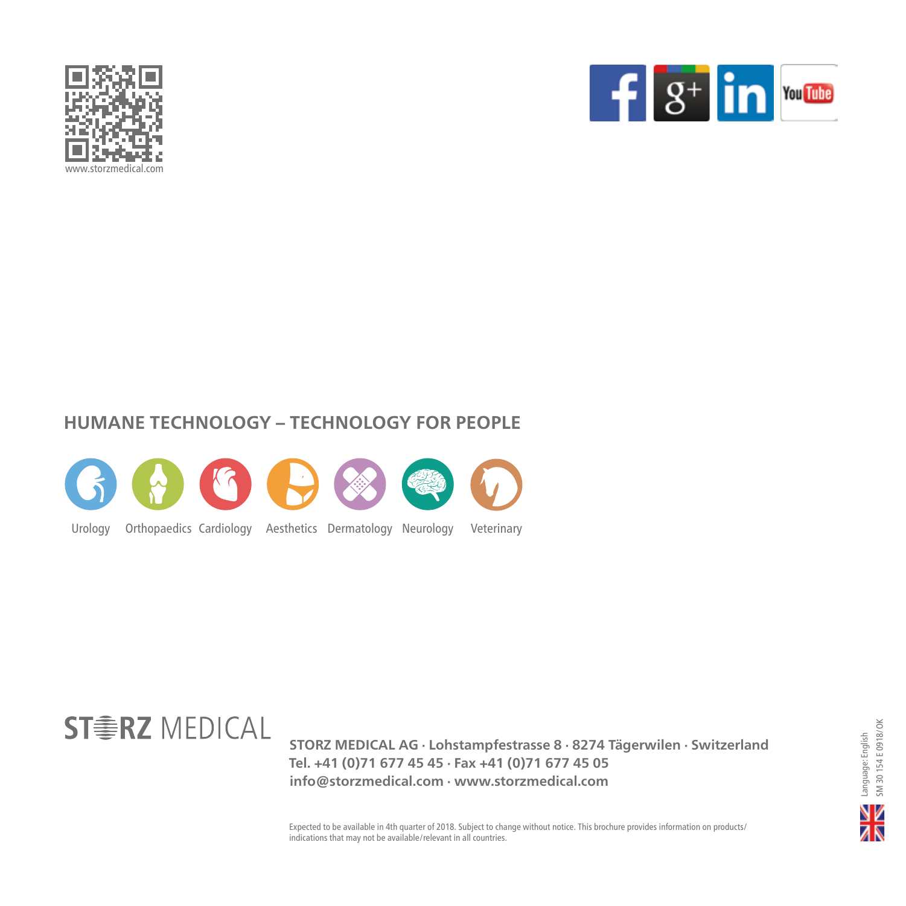www.storzmedical.com

## HUMANE TECHNOLOGY – TECHNOLOGY FOR PEOPLE

Urology Orthopaedics Cardiology Aesthetics Dermatology Neurology Veterinary

STORZ MEDICAL

**STORZ MEDICAL AG · Lohstampfestrasse 8 · 8274 Tägerwilen · Switzerland**
**Tel. +41 (0)71 677 45 45 · Fax +41 (0)71 677 45 05**
**info@storzmedical.com · www.storzmedical.com**

Expected to be available in 4th quarter of 2018. Subject to change without notice. This brochure provides information on products/indications that may not be available/relevant in all countries.

Language: English
SM 30 154 E 0918/OK